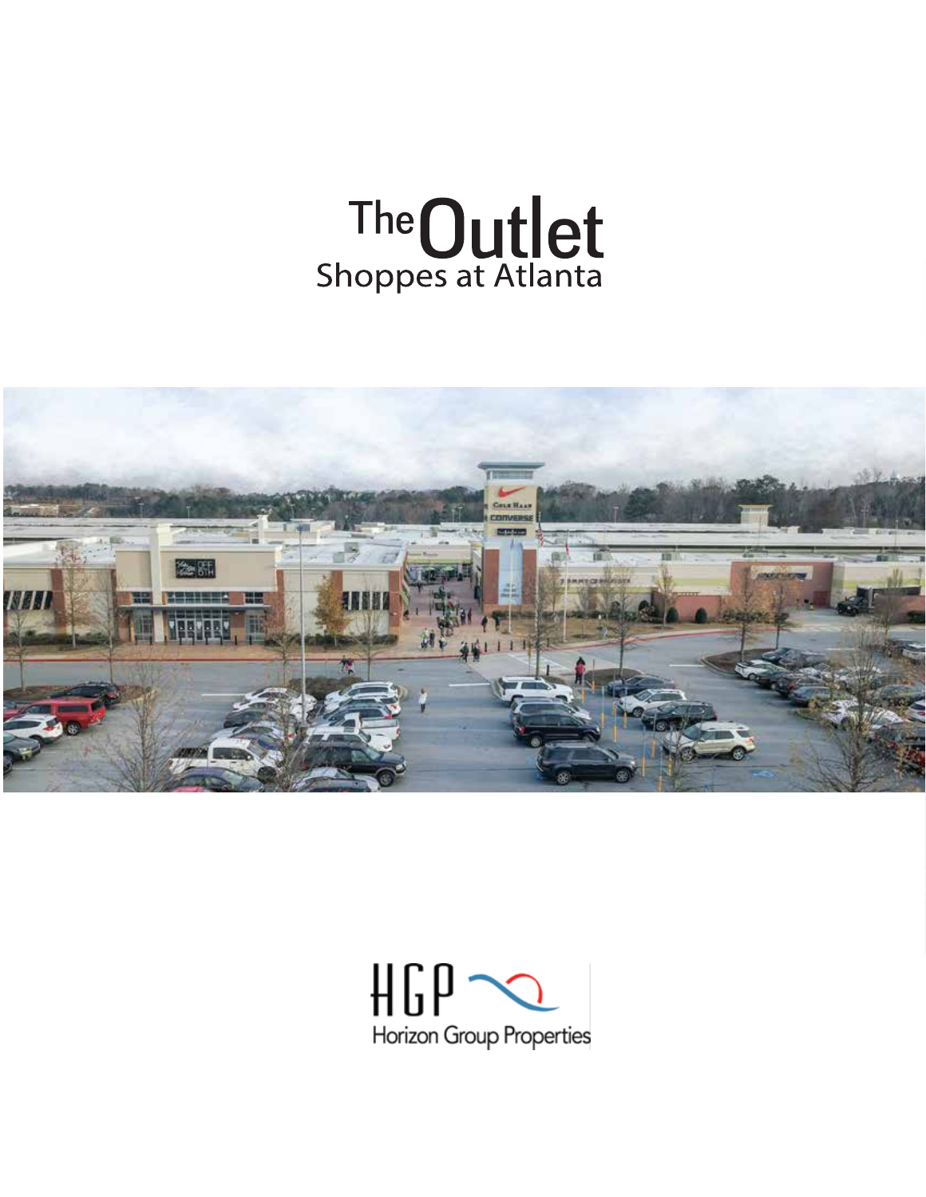# The Outlet Shoppes at Atlanta

HGP

Horizon Group Properties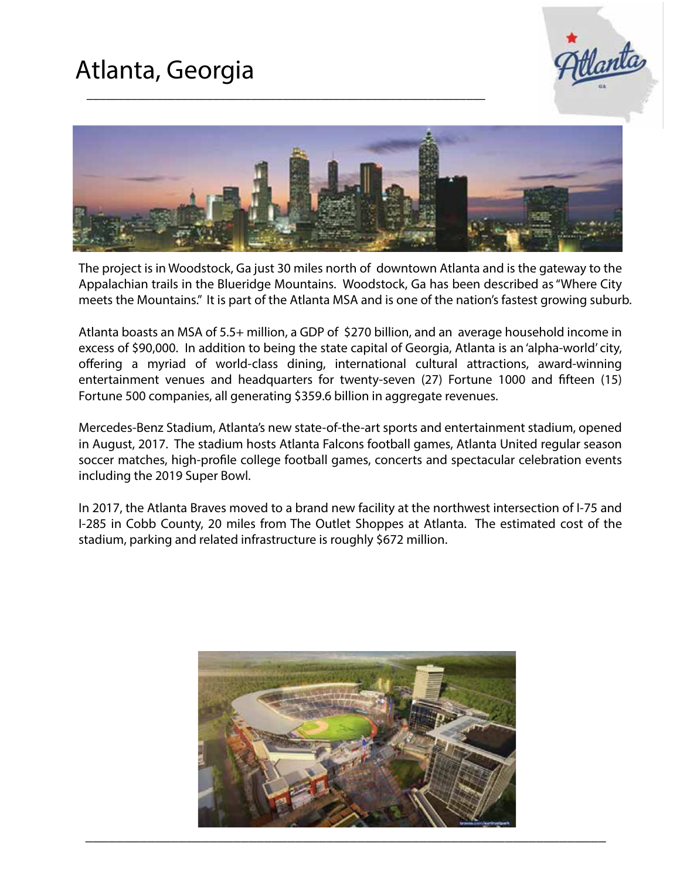# Atlanta, Georgia

The project is in Woodstock, Ga just 30 miles north of downtown Atlanta and is the gateway to the Appalachian trails in the Blueridge Mountains. Woodstock, Ga has been described as "Where City meets the Mountains." It is part of the Atlanta MSA and is one of the nation's fastest growing suburb.

Atlanta boasts an MSA of 5.5+ million, a GDP of $270 billion, and an average household income in excess of $90,000. In addition to being the state capital of Georgia, Atlanta is an 'alpha-world' city, offering a myriad of world-class dining, international cultural attractions, award-winning entertainment venues and headquarters for twenty-seven (27) Fortune 1000 and fifteen (15) Fortune 500 companies, all generating $359.6 billion in aggregate revenues.

Mercedes-Benz Stadium, Atlanta's new state-of-the-art sports and entertainment stadium, opened in August, 2017. The stadium hosts Atlanta Falcons football games, Atlanta United regular season soccer matches, high-profile college football games, concerts and spectacular celebration events including the 2019 Super Bowl.

In 2017, the Atlanta Braves moved to a brand new facility at the northwest intersection of I-75 and I-285 in Cobb County, 20 miles from The Outlet Shoppes at Atlanta. The estimated cost of the stadium, parking and related infrastructure is roughly $672 million.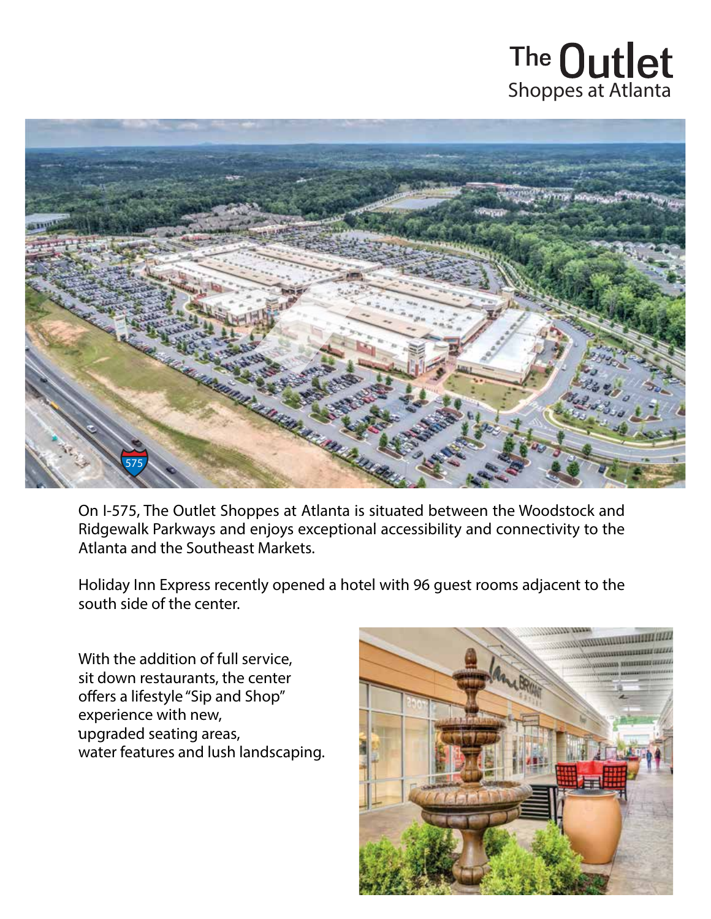# The Outlet Shoppes at Atlanta

On I-575, The Outlet Shoppes at Atlanta is situated between the Woodstock and Ridgewalk Parkways and enjoys exceptional accessibility and connectivity to the Atlanta and the Southeast Markets.

Holiday Inn Express recently opened a hotel with 96 guest rooms adjacent to the south side of the center.

With the addition of full service, sit down restaurants, the center offers a lifestyle "Sip and Shop" experience with new, upgraded seating areas, water features and lush landscaping.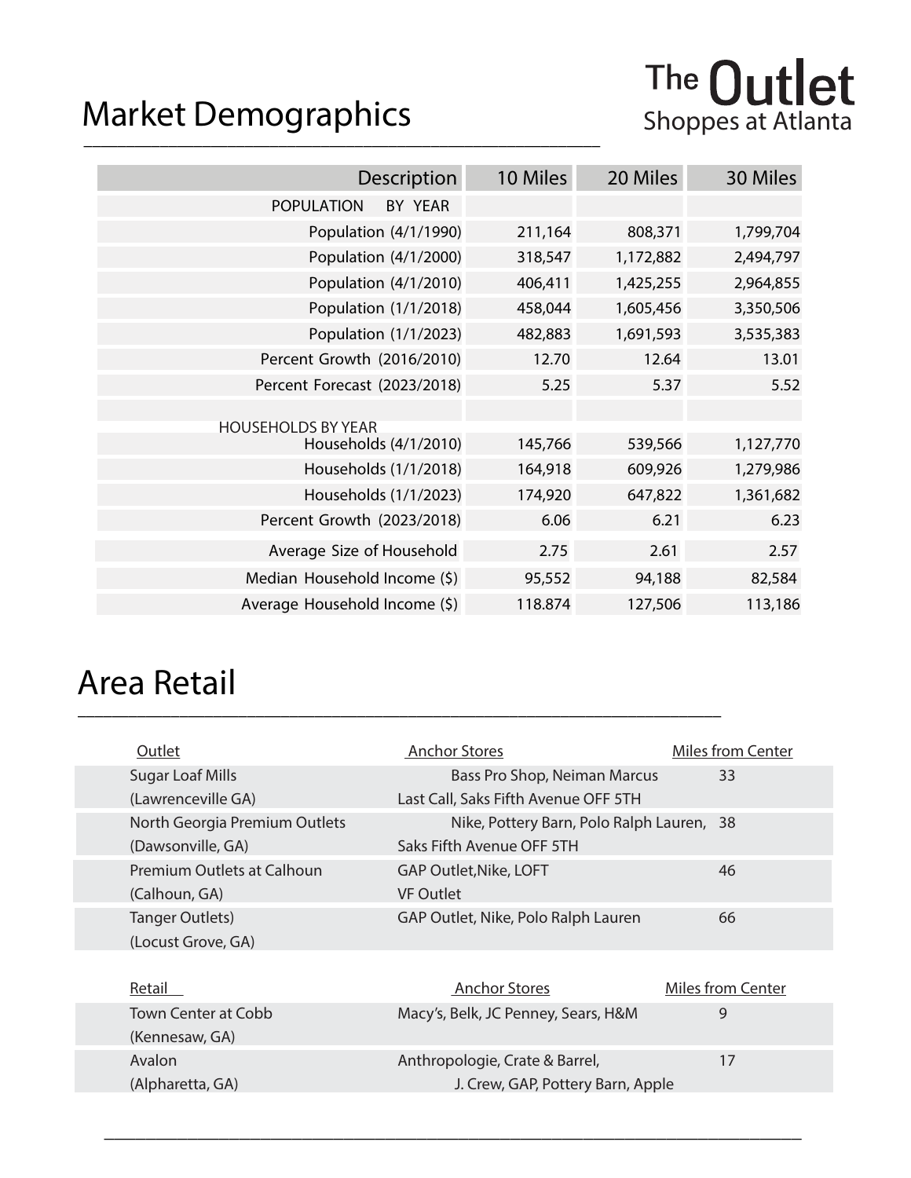# Market Demographics

**The Outlet Shoppes at Atlanta**

| Description | 10 Miles | 20 Miles | 30 Miles |
|---|---|---|---|
| POPULATION BY YEAR | | | |
| Population (4/1/1990) | 211,164 | 808,371 | 1,799,704 |
| Population (4/1/2000) | 318,547 | 1,172,882 | 2,494,797 |
| Population (4/1/2010) | 406,411 | 1,425,255 | 2,964,855 |
| Population (1/1/2018) | 458,044 | 1,605,456 | 3,350,506 |
| Population (1/1/2023) | 482,883 | 1,691,593 | 3,535,383 |
| Percent Growth (2016/2010) | 12.70 | 12.64 | 13.01 |
| Percent Forecast (2023/2018) | 5.25 | 5.37 | 5.52 |
| | | | |
| HOUSEHOLDS BY YEAR | | | |
| Households (4/1/2010) | 145,766 | 539,566 | 1,127,770 |
| Households (1/1/2018) | 164,918 | 609,926 | 1,279,986 |
| Households (1/1/2023) | 174,920 | 647,822 | 1,361,682 |
| Percent Growth (2023/2018) | 6.06 | 6.21 | 6.23 |
| Average Size of Household | 2.75 | 2.61 | 2.57 |
| Median Household Income ($) | 95,552 | 94,188 | 82,584 |
| Average Household Income ($) | 118.874 | 127,506 | 113,186 |

# Area Retail

| Outlet | Anchor Stores | Miles from Center |
|---|---|---|
| Sugar Loaf Mills (Lawrenceville GA) | Bass Pro Shop, Neiman Marcus Last Call, Saks Fifth Avenue OFF 5TH | 33 |
| North Georgia Premium Outlets (Dawsonville, GA) | Nike, Pottery Barn, Polo Ralph Lauren, Saks Fifth Avenue OFF 5TH | 38 |
| Premium Outlets at Calhoun (Calhoun, GA) | GAP Outlet,Nike, LOFT VF Outlet | 46 |
| Tanger Outlets) (Locust Grove, GA) | GAP Outlet, Nike, Polo Ralph Lauren | 66 |

| Retail | Anchor Stores | Miles from Center |
|---|---|---|
| Town Center at Cobb (Kennesaw, GA) | Macy's, Belk, JC Penney, Sears, H&M | 9 |
| Avalon (Alpharetta, GA) | Anthropologie, Crate & Barrel, J. Crew, GAP, Pottery Barn, Apple | 17 |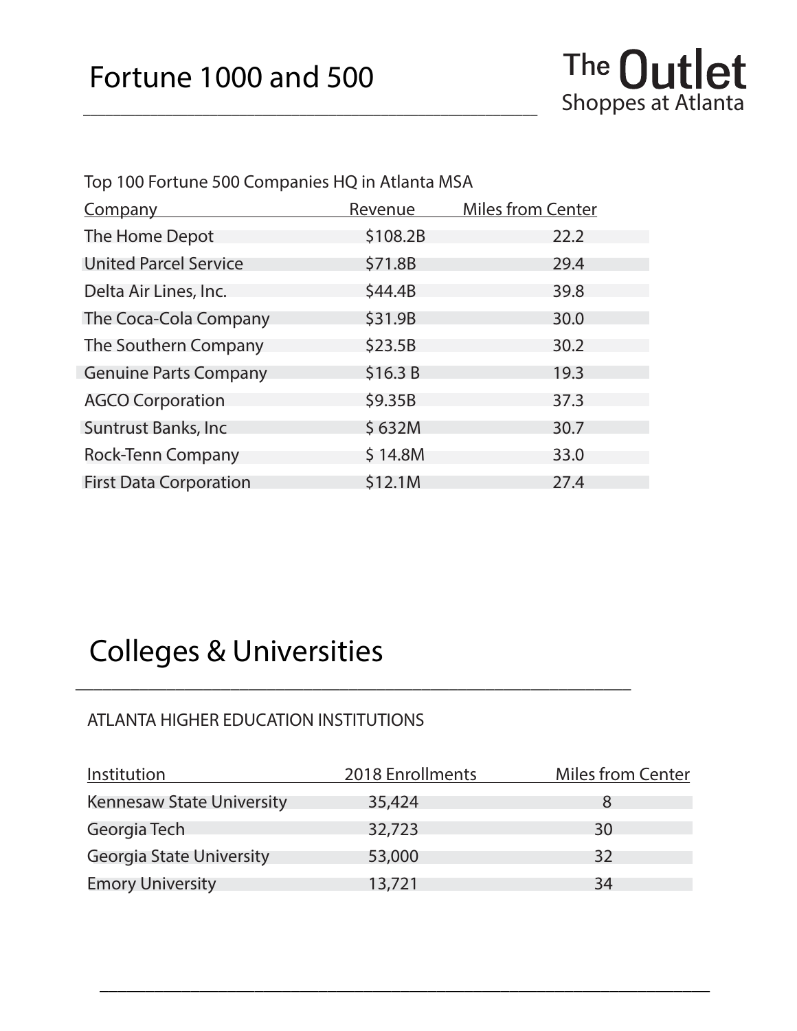# Fortune 1000 and 500

The Outlet Shoppes at Atlanta

Top 100 Fortune 500 Companies HQ in Atlanta MSA

| Company | Revenue | Miles from Center |
|---|---|---|
| The Home Depot | $108.2B | 22.2 |
| United Parcel Service | $71.8B | 29.4 |
| Delta Air Lines, Inc. | $44.4B | 39.8 |
| The Coca-Cola Company | $31.9B | 30.0 |
| The Southern Company | $23.5B | 30.2 |
| Genuine Parts Company | $16.3 B | 19.3 |
| AGCO Corporation | $9.35B | 37.3 |
| Suntrust Banks, Inc | $ 632M | 30.7 |
| Rock-Tenn Company | $ 14.8M | 33.0 |
| First Data Corporation | $12.1M | 27.4 |

# Colleges & Universities

ATLANTA HIGHER EDUCATION INSTITUTIONS

| Institution | 2018 Enrollments | Miles from Center |
|---|---|---|
| Kennesaw State University | 35,424 | 8 |
| Georgia Tech | 32,723 | 30 |
| Georgia State University | 53,000 | 32 |
| Emory University | 13,721 | 34 |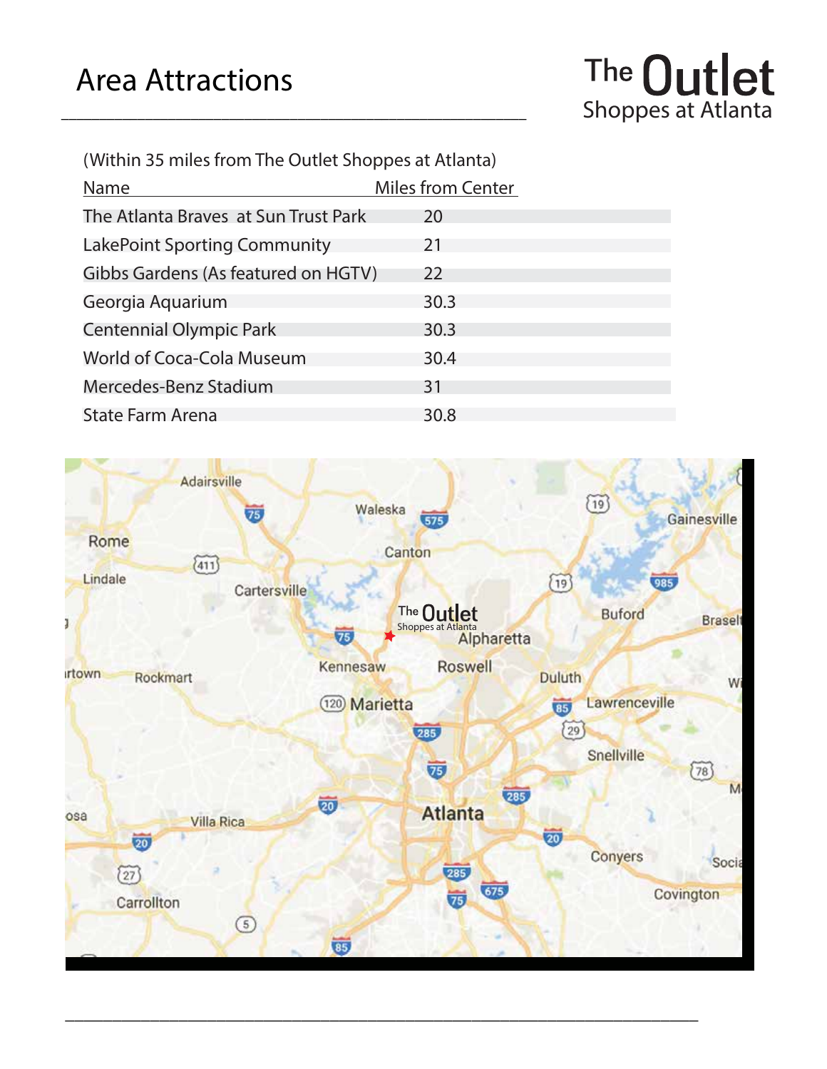# Area Attractions

The Outlet Shoppes at Atlanta

(Within 35 miles from The Outlet Shoppes at Atlanta)

| Name | Miles from Center |
|---|---|
| The Atlanta Braves at Sun Trust Park | 20 |
| LakePoint Sporting Community | 21 |
| Gibbs Gardens (As featured on HGTV) | 22 |
| Georgia Aquarium | 30.3 |
| Centennial Olympic Park | 30.3 |
| World of Coca-Cola Museum | 30.4 |
| Mercedes-Benz Stadium | 31 |
| State Farm Arena | 30.8 |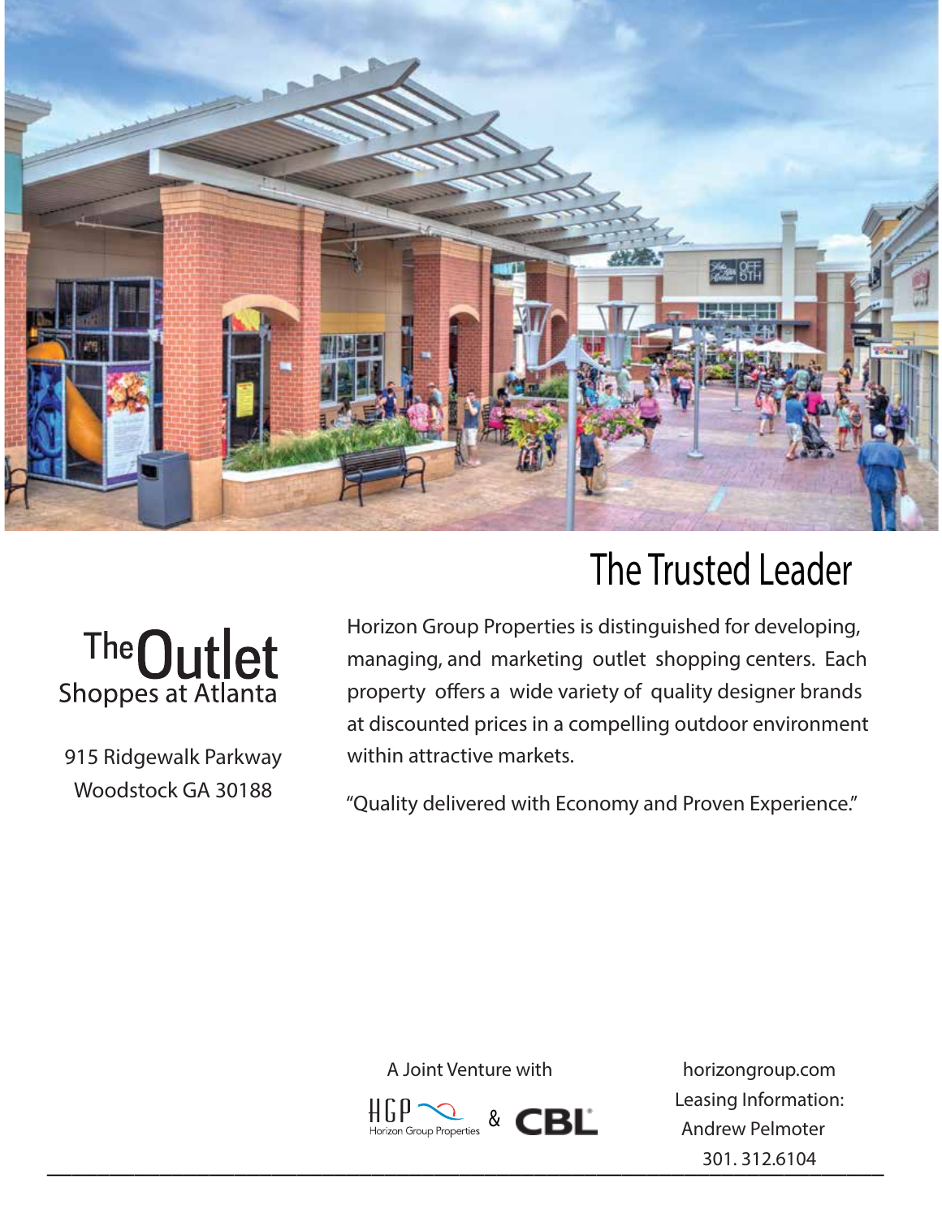# The Trusted Leader

**The Outlet Shoppes at Atlanta**

915 Ridgewalk Parkway
Woodstock GA 30188

Horizon Group Properties is distinguished for developing, managing, and marketing outlet shopping centers. Each property offers a wide variety of quality designer brands at discounted prices in a compelling outdoor environment within attractive markets.

"Quality delivered with Economy and Proven Experience."

A Joint Venture with

HGP Horizon Group Properties & CBL

horizongroup.com
Leasing Information:
Andrew Pelmoter
301. 312.6104